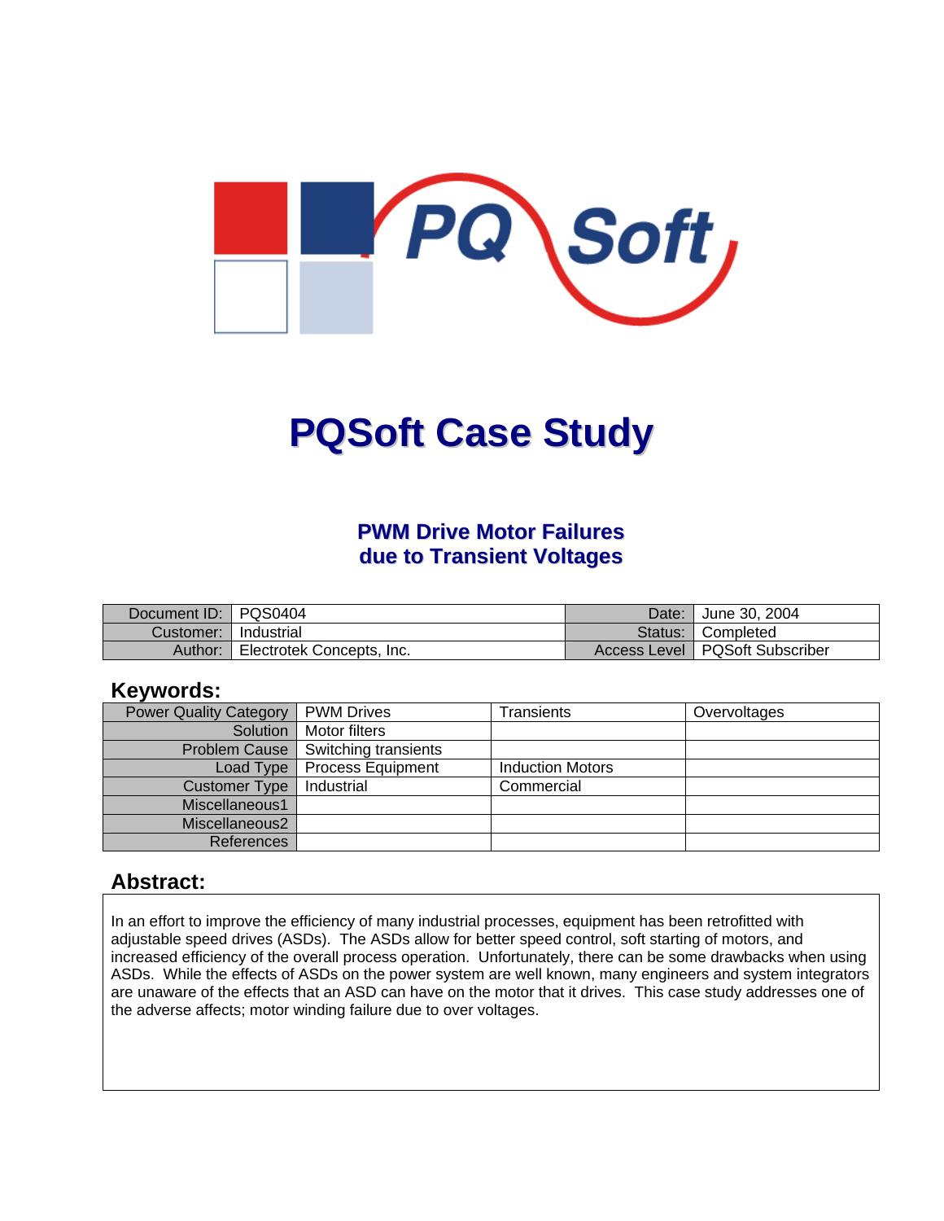# PQSoft Case Study

## PWM Drive Motor Failures due to Transient Voltages

| Document ID: | PQS0404 | Date: | June 30, 2004 |
|---|---|---|---|
| Customer: | Industrial | Status: | Completed |
| Author: | Electrotek Concepts, Inc. | Access Level | PQSoft Subscriber |

## Keywords:

| Power Quality Category | PWM Drives | Transients | Overvoltages |
|---|---|---|---|
| Solution | Motor filters | | |
| Problem Cause | Switching transients | | |
| Load Type | Process Equipment | Induction Motors | |
| Customer Type | Industrial | Commercial | |
| Miscellaneous1 | | | |
| Miscellaneous2 | | | |
| References | | | |

## Abstract:

In an effort to improve the efficiency of many industrial processes, equipment has been retrofitted with adjustable speed drives (ASDs). The ASDs allow for better speed control, soft starting of motors, and increased efficiency of the overall process operation. Unfortunately, there can be some drawbacks when using ASDs. While the effects of ASDs on the power system are well known, many engineers and system integrators are unaware of the effects that an ASD can have on the motor that it drives. This case study addresses one of the adverse affects; motor winding failure due to over voltages.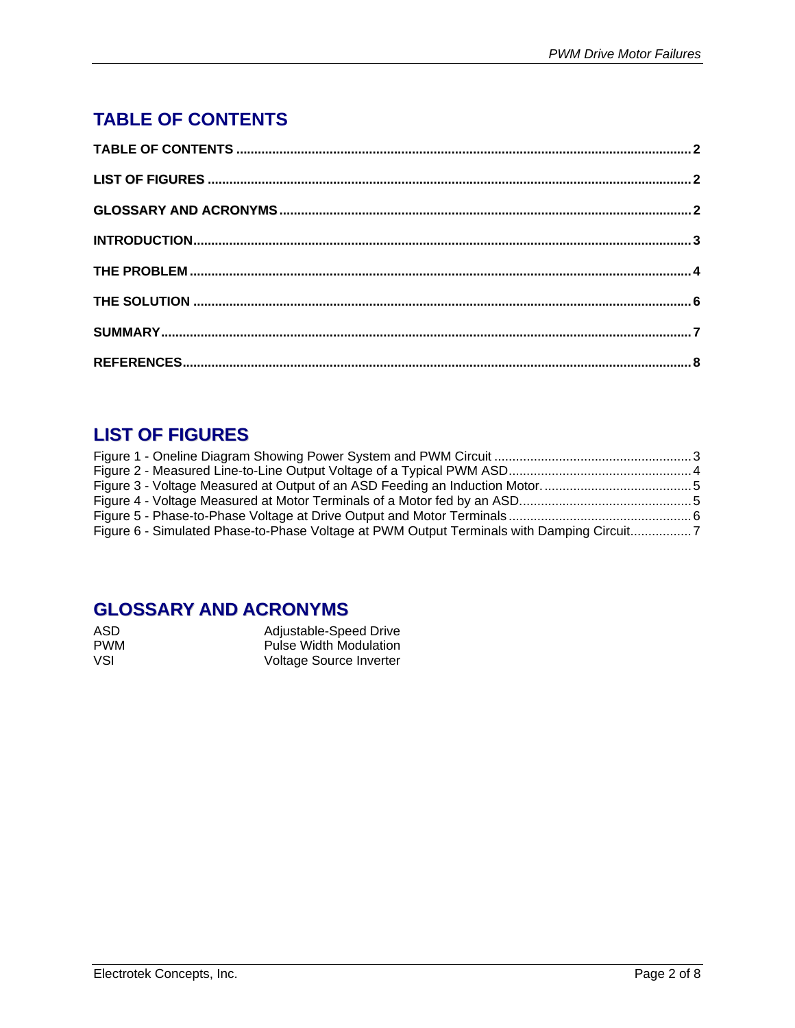## TABLE OF CONTENTS

**TABLE OF CONTENTS** .......... **2**

**LIST OF FIGURES** .......... **2**

**GLOSSARY AND ACRONYMS** .......... **2**

**INTRODUCTION** .......... **3**

**THE PROBLEM** .......... **4**

**THE SOLUTION** .......... **6**

**SUMMARY** .......... **7**

**REFERENCES** .......... **8**

## LIST OF FIGURES

Figure 1 - Oneline Diagram Showing Power System and PWM Circuit .......... 3
Figure 2 - Measured Line-to-Line Output Voltage of a Typical PWM ASD .......... 4
Figure 3 - Voltage Measured at Output of an ASD Feeding an Induction Motor. .......... 5
Figure 4 - Voltage Measured at Motor Terminals of a Motor fed by an ASD. .......... 5
Figure 5 - Phase-to-Phase Voltage at Drive Output and Motor Terminals .......... 6
Figure 6 - Simulated Phase-to-Phase Voltage at PWM Output Terminals with Damping Circuit .......... 7

## GLOSSARY AND ACRONYMS

| | |
|---|---|
| ASD | Adjustable-Speed Drive |
| PWM | Pulse Width Modulation |
| VSI | Voltage Source Inverter |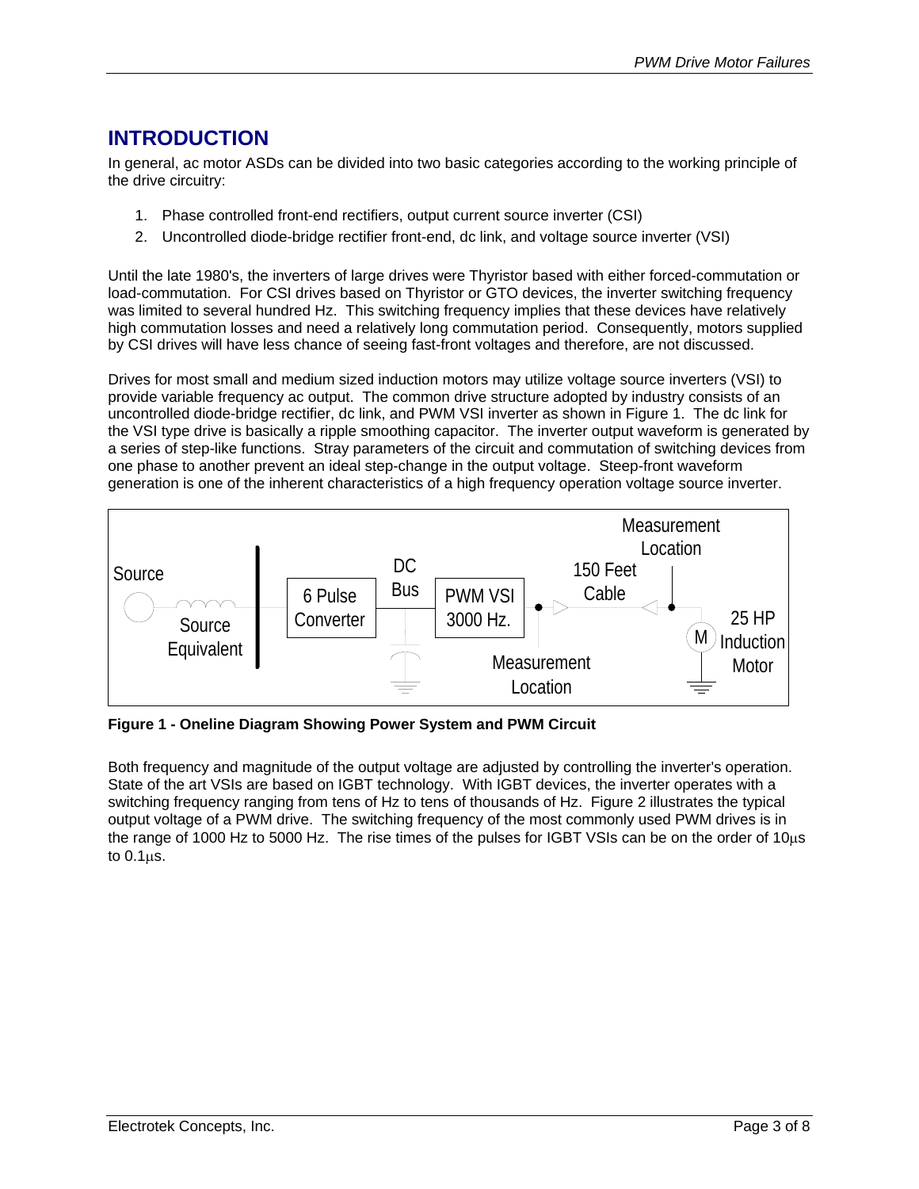## INTRODUCTION

In general, ac motor ASDs can be divided into two basic categories according to the working principle of the drive circuitry:

1. Phase controlled front-end rectifiers, output current source inverter (CSI)
2. Uncontrolled diode-bridge rectifier front-end, dc link, and voltage source inverter (VSI)

Until the late 1980's, the inverters of large drives were Thyristor based with either forced-commutation or load-commutation. For CSI drives based on Thyristor or GTO devices, the inverter switching frequency was limited to several hundred Hz. This switching frequency implies that these devices have relatively high commutation losses and need a relatively long commutation period. Consequently, motors supplied by CSI drives will have less chance of seeing fast-front voltages and therefore, are not discussed.

Drives for most small and medium sized induction motors may utilize voltage source inverters (VSI) to provide variable frequency ac output. The common drive structure adopted by industry consists of an uncontrolled diode-bridge rectifier, dc link, and PWM VSI inverter as shown in Figure 1. The dc link for the VSI type drive is basically a ripple smoothing capacitor. The inverter output waveform is generated by a series of step-like functions. Stray parameters of the circuit and commutation of switching devices from one phase to another prevent an ideal step-change in the output voltage. Steep-front waveform generation is one of the inherent characteristics of a high frequency operation voltage source inverter.

Source | Source Equivalent | 6 Pulse Converter | DC Bus | PWM VSI 3000 Hz. | Measurement Location | 150 Feet Cable | Measurement Location | M | 25 HP Induction Motor

**Figure 1 - Oneline Diagram Showing Power System and PWM Circuit**

Both frequency and magnitude of the output voltage are adjusted by controlling the inverter's operation. State of the art VSIs are based on IGBT technology. With IGBT devices, the inverter operates with a switching frequency ranging from tens of Hz to tens of thousands of Hz. Figure 2 illustrates the typical output voltage of a PWM drive. The switching frequency of the most commonly used PWM drives is in the range of 1000 Hz to 5000 Hz. The rise times of the pulses for IGBT VSIs can be on the order of 10μs to 0.1μs.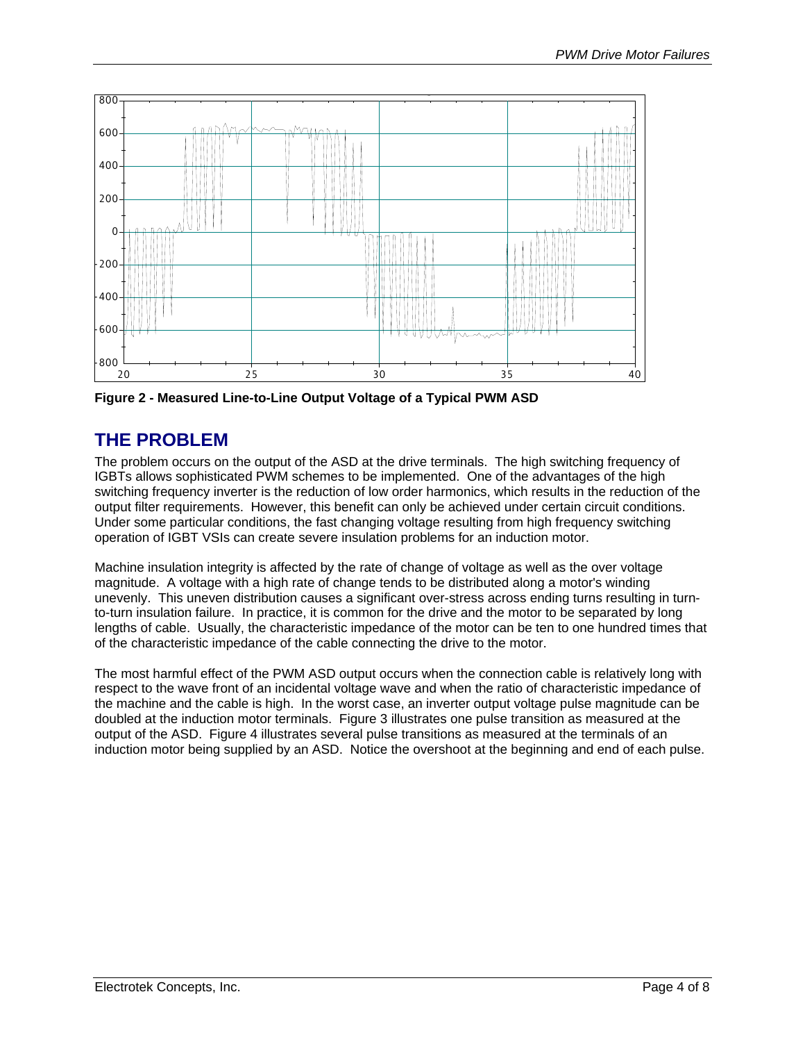**Figure 2 - Measured Line-to-Line Output Voltage of a Typical PWM ASD**

## THE PROBLEM

The problem occurs on the output of the ASD at the drive terminals. The high switching frequency of IGBTs allows sophisticated PWM schemes to be implemented. One of the advantages of the high switching frequency inverter is the reduction of low order harmonics, which results in the reduction of the output filter requirements. However, this benefit can only be achieved under certain circuit conditions. Under some particular conditions, the fast changing voltage resulting from high frequency switching operation of IGBT VSIs can create severe insulation problems for an induction motor.

Machine insulation integrity is affected by the rate of change of voltage as well as the over voltage magnitude. A voltage with a high rate of change tends to be distributed along a motor's winding unevenly. This uneven distribution causes a significant over-stress across ending turns resulting in turn-to-turn insulation failure. In practice, it is common for the drive and the motor to be separated by long lengths of cable. Usually, the characteristic impedance of the motor can be ten to one hundred times that of the characteristic impedance of the cable connecting the drive to the motor.

The most harmful effect of the PWM ASD output occurs when the connection cable is relatively long with respect to the wave front of an incidental voltage wave and when the ratio of characteristic impedance of the machine and the cable is high. In the worst case, an inverter output voltage pulse magnitude can be doubled at the induction motor terminals. Figure 3 illustrates one pulse transition as measured at the output of the ASD. Figure 4 illustrates several pulse transitions as measured at the terminals of an induction motor being supplied by an ASD. Notice the overshoot at the beginning and end of each pulse.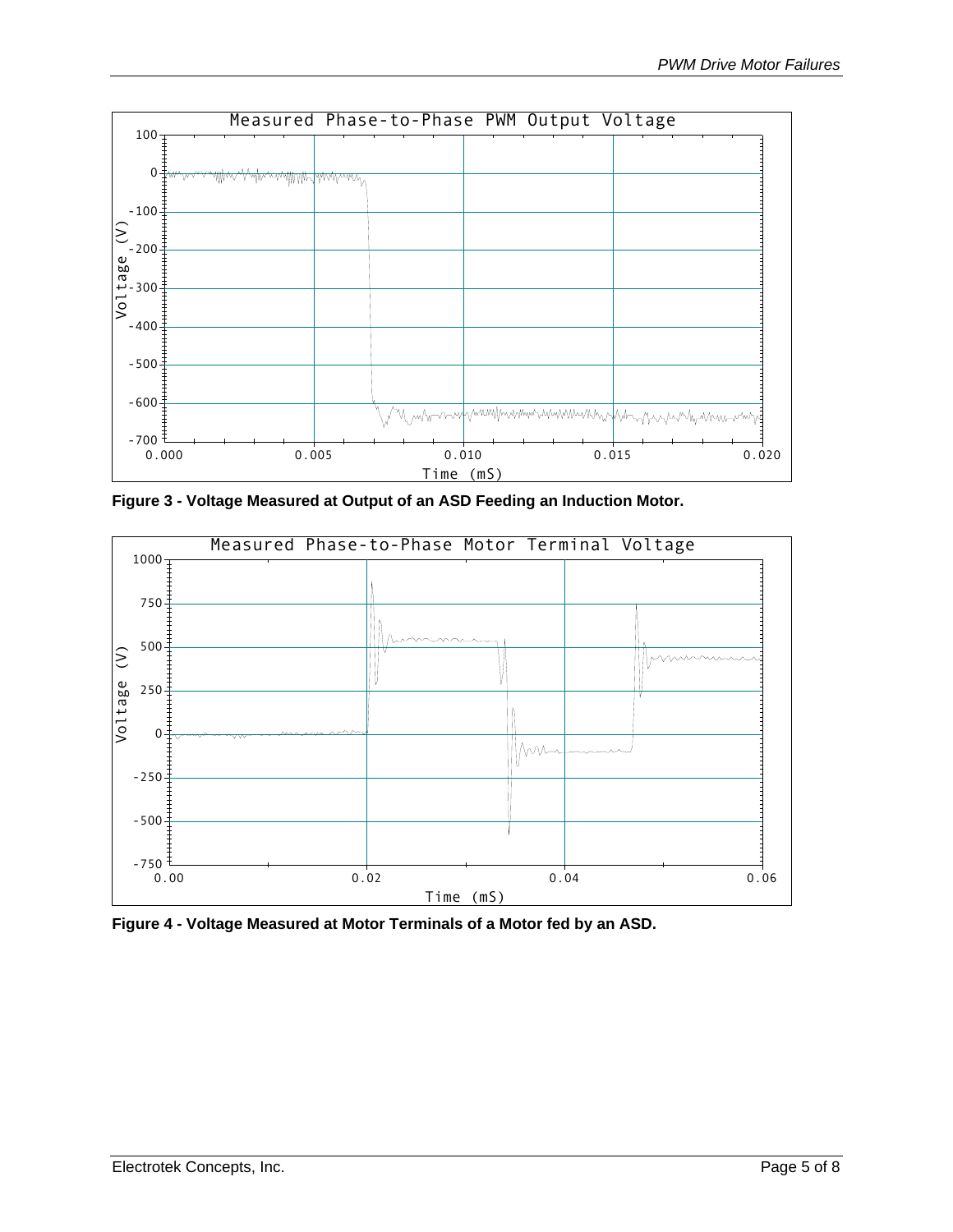Figure 3 - Voltage Measured at Output of an ASD Feeding an Induction Motor.

Figure 4 - Voltage Measured at Motor Terminals of a Motor fed by an ASD.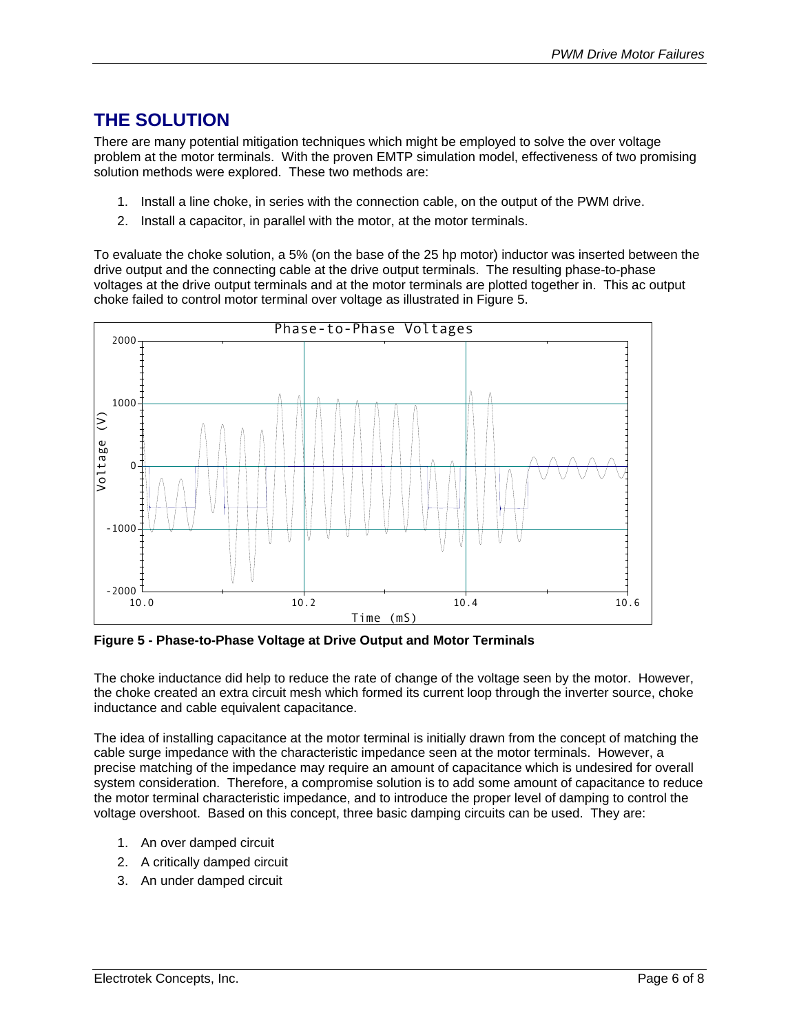## THE SOLUTION

There are many potential mitigation techniques which might be employed to solve the over voltage problem at the motor terminals. With the proven EMTP simulation model, effectiveness of two promising solution methods were explored. These two methods are:

1. Install a line choke, in series with the connection cable, on the output of the PWM drive.
2. Install a capacitor, in parallel with the motor, at the motor terminals.

To evaluate the choke solution, a 5% (on the base of the 25 hp motor) inductor was inserted between the drive output and the connecting cable at the drive output terminals. The resulting phase-to-phase voltages at the drive output terminals and at the motor terminals are plotted together in. This ac output choke failed to control motor terminal over voltage as illustrated in Figure 5.

**Figure 5 - Phase-to-Phase Voltage at Drive Output and Motor Terminals**

The choke inductance did help to reduce the rate of change of the voltage seen by the motor. However, the choke created an extra circuit mesh which formed its current loop through the inverter source, choke inductance and cable equivalent capacitance.

The idea of installing capacitance at the motor terminal is initially drawn from the concept of matching the cable surge impedance with the characteristic impedance seen at the motor terminals. However, a precise matching of the impedance may require an amount of capacitance which is undesired for overall system consideration. Therefore, a compromise solution is to add some amount of capacitance to reduce the motor terminal characteristic impedance, and to introduce the proper level of damping to control the voltage overshoot. Based on this concept, three basic damping circuits can be used. They are:

1. An over damped circuit
2. A critically damped circuit
3. An under damped circuit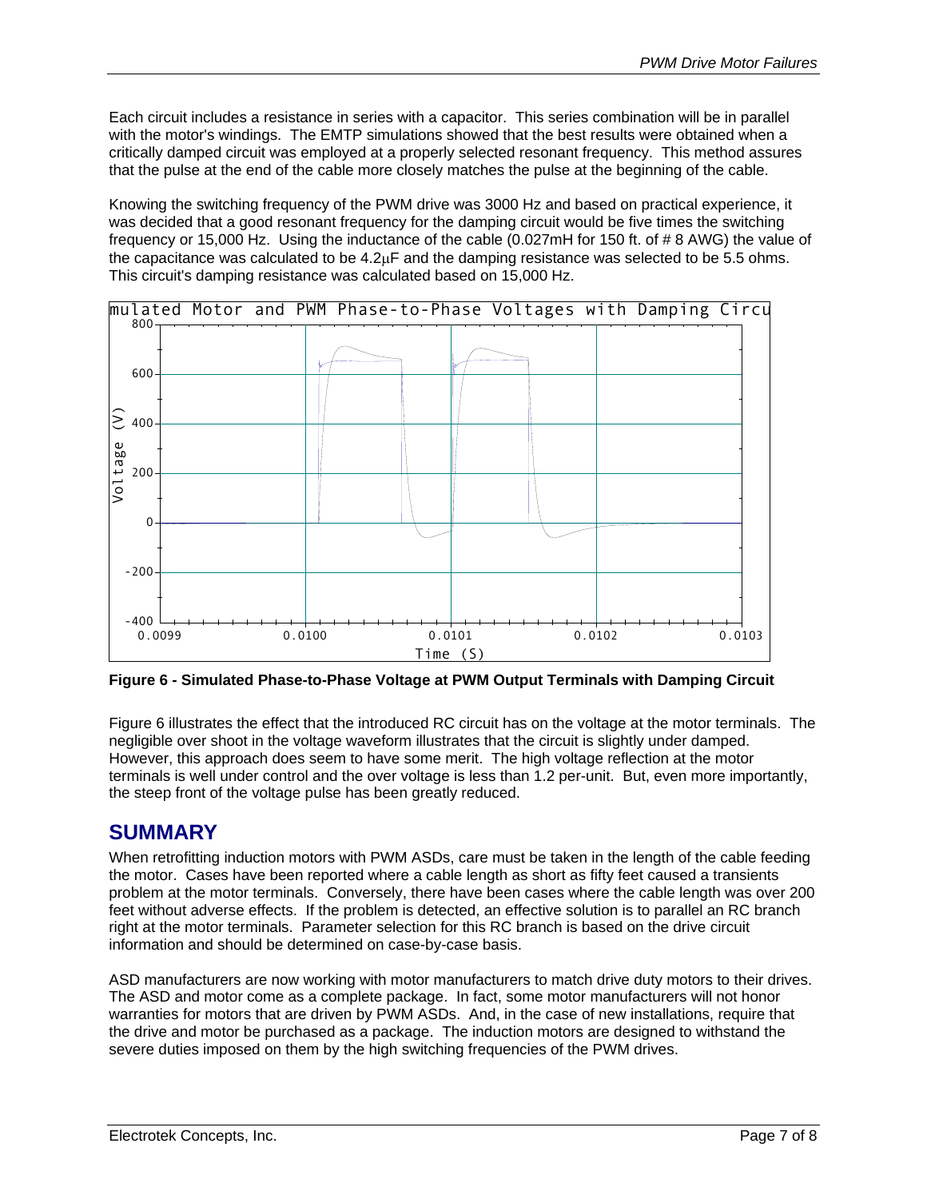Each circuit includes a resistance in series with a capacitor. This series combination will be in parallel with the motor's windings. The EMTP simulations showed that the best results were obtained when a critically damped circuit was employed at a properly selected resonant frequency. This method assures that the pulse at the end of the cable more closely matches the pulse at the beginning of the cable.

Knowing the switching frequency of the PWM drive was 3000 Hz and based on practical experience, it was decided that a good resonant frequency for the damping circuit would be five times the switching frequency or 15,000 Hz. Using the inductance of the cable (0.027mH for 150 ft. of # 8 AWG) the value of the capacitance was calculated to be 4.2μF and the damping resistance was selected to be 5.5 ohms. This circuit's damping resistance was calculated based on 15,000 Hz.

**Figure 6 - Simulated Phase-to-Phase Voltage at PWM Output Terminals with Damping Circuit**

Figure 6 illustrates the effect that the introduced RC circuit has on the voltage at the motor terminals. The negligible over shoot in the voltage waveform illustrates that the circuit is slightly under damped. However, this approach does seem to have some merit. The high voltage reflection at the motor terminals is well under control and the over voltage is less than 1.2 per-unit. But, even more importantly, the steep front of the voltage pulse has been greatly reduced.

## SUMMARY

When retrofitting induction motors with PWM ASDs, care must be taken in the length of the cable feeding the motor. Cases have been reported where a cable length as short as fifty feet caused a transients problem at the motor terminals. Conversely, there have been cases where the cable length was over 200 feet without adverse effects. If the problem is detected, an effective solution is to parallel an RC branch right at the motor terminals. Parameter selection for this RC branch is based on the drive circuit information and should be determined on case-by-case basis.

ASD manufacturers are now working with motor manufacturers to match drive duty motors to their drives. The ASD and motor come as a complete package. In fact, some motor manufacturers will not honor warranties for motors that are driven by PWM ASDs. And, in the case of new installations, require that the drive and motor be purchased as a package. The induction motors are designed to withstand the severe duties imposed on them by the high switching frequencies of the PWM drives.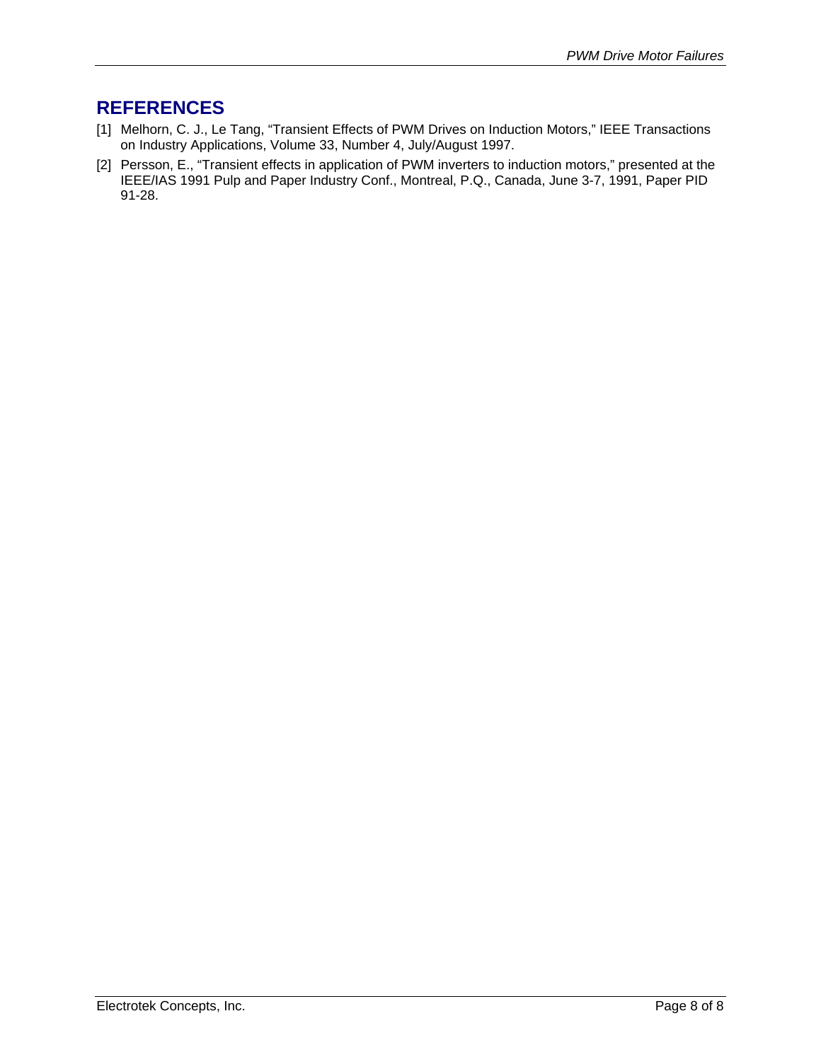## REFERENCES

[1] Melhorn, C. J., Le Tang, "Transient Effects of PWM Drives on Induction Motors," IEEE Transactions on Industry Applications, Volume 33, Number 4, July/August 1997.

[2] Persson, E., "Transient effects in application of PWM inverters to induction motors," presented at the IEEE/IAS 1991 Pulp and Paper Industry Conf., Montreal, P.Q., Canada, June 3-7, 1991, Paper PID 91-28.